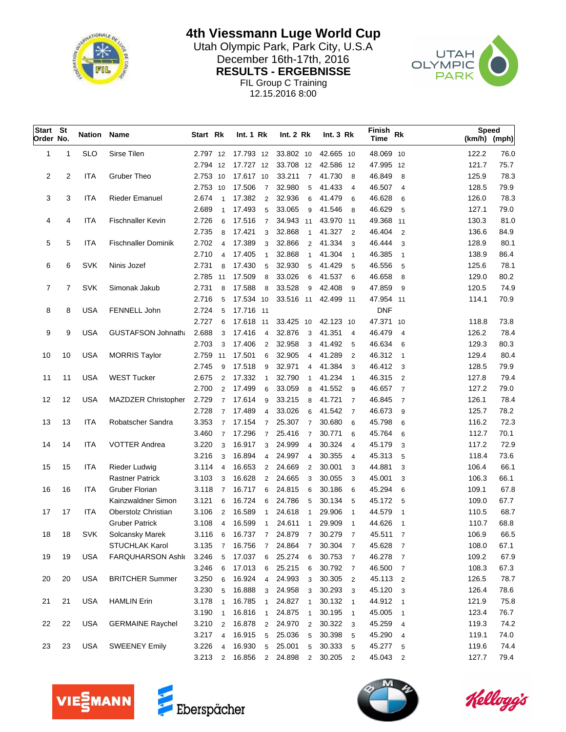# 4th Viessmann Luge World Cup

Utah Olympic Park, Park City, U.S.A

December 16th-17th, 2016

**RESULTS - ERGEBNISSE**

FIL Group C Training

12.15.2016 8:00

| Start Order | St No. | Nation | Name | Start | Rk | Int. 1 | Rk | Int. 2 | Rk | Int. 3 | Rk | Finish Time | Rk | Speed (km/h) | (mph) |
|---|---|---|---|---|---|---|---|---|---|---|---|---|---|---|---|
| 1 | 1 | SLO | Sirse Tilen | 2.797 | 12 | 17.793 | 12 | 33.802 | 10 | 42.665 | 10 | 48.069 | 10 | 122.2 | 76.0 |
| | | | | 2.794 | 12 | 17.727 | 12 | 33.708 | 12 | 42.586 | 12 | 47.995 | 12 | 121.7 | 75.7 |
| 2 | 2 | ITA | Gruber Theo | 2.753 | 10 | 17.617 | 10 | 33.211 | 7 | 41.730 | 8 | 46.849 | 8 | 125.9 | 78.3 |
| | | | | 2.753 | 10 | 17.506 | 7 | 32.980 | 5 | 41.433 | 4 | 46.507 | 4 | 128.5 | 79.9 |
| 3 | 3 | ITA | Rieder Emanuel | 2.674 | 1 | 17.382 | 2 | 32.936 | 6 | 41.479 | 6 | 46.628 | 6 | 126.0 | 78.3 |
| | | | | 2.689 | 1 | 17.493 | 5 | 33.065 | 9 | 41.546 | 8 | 46.629 | 5 | 127.1 | 79.0 |
| 4 | 4 | ITA | Fischnaller Kevin | 2.726 | 6 | 17.516 | 7 | 34.943 | 11 | 43.970 | 11 | 49.368 | 11 | 130.3 | 81.0 |
| | | | | 2.735 | 8 | 17.421 | 3 | 32.868 | 1 | 41.327 | 2 | 46.404 | 2 | 136.6 | 84.9 |
| 5 | 5 | ITA | Fischnaller Dominik | 2.702 | 4 | 17.389 | 3 | 32.866 | 2 | 41.334 | 3 | 46.444 | 3 | 128.9 | 80.1 |
| | | | | 2.710 | 4 | 17.405 | 1 | 32.868 | 1 | 41.304 | 1 | 46.385 | 1 | 138.9 | 86.4 |
| 6 | 6 | SVK | Ninis Jozef | 2.731 | 8 | 17.430 | 5 | 32.930 | 5 | 41.429 | 5 | 46.556 | 5 | 125.6 | 78.1 |
| | | | | 2.785 | 11 | 17.509 | 8 | 33.026 | 6 | 41.537 | 6 | 46.658 | 8 | 129.0 | 80.2 |
| 7 | 7 | SVK | Simonak Jakub | 2.731 | 8 | 17.588 | 8 | 33.528 | 9 | 42.408 | 9 | 47.859 | 9 | 120.5 | 74.9 |
| | | | | 2.716 | 5 | 17.534 | 10 | 33.516 | 11 | 42.499 | 11 | 47.954 | 11 | 114.1 | 70.9 |
| 8 | 8 | USA | FENNELL John | 2.724 | 5 | 17.716 | 11 | | | | | DNF | | | |
| | | | | 2.727 | 6 | 17.618 | 11 | 33.425 | 10 | 42.123 | 10 | 47.371 | 10 | 118.8 | 73.8 |
| 9 | 9 | USA | GUSTAFSON Johnatha | 2.688 | 3 | 17.416 | 4 | 32.876 | 3 | 41.351 | 4 | 46.479 | 4 | 126.2 | 78.4 |
| | | | | 2.703 | 3 | 17.406 | 2 | 32.958 | 3 | 41.492 | 5 | 46.634 | 6 | 129.3 | 80.3 |
| 10 | 10 | USA | MORRIS Taylor | 2.759 | 11 | 17.501 | 6 | 32.905 | 4 | 41.289 | 2 | 46.312 | 1 | 129.4 | 80.4 |
| | | | | 2.745 | 9 | 17.518 | 9 | 32.971 | 4 | 41.384 | 3 | 46.412 | 3 | 128.5 | 79.9 |
| 11 | 11 | USA | WEST Tucker | 2.675 | 2 | 17.332 | 1 | 32.790 | 1 | 41.234 | 1 | 46.315 | 2 | 127.8 | 79.4 |
| | | | | 2.700 | 2 | 17.499 | 6 | 33.059 | 8 | 41.552 | 9 | 46.657 | 7 | 127.2 | 79.0 |
| 12 | 12 | USA | MAZDZER Christopher | 2.729 | 7 | 17.614 | 9 | 33.215 | 8 | 41.721 | 7 | 46.845 | 7 | 126.1 | 78.4 |
| | | | | 2.728 | 7 | 17.489 | 4 | 33.026 | 6 | 41.542 | 7 | 46.673 | 9 | 125.7 | 78.2 |
| 13 | 13 | ITA | Robatscher Sandra | 3.353 | 7 | 17.154 | 7 | 25.307 | 7 | 30.680 | 6 | 45.798 | 6 | 116.2 | 72.3 |
| | | | | 3.460 | 7 | 17.296 | 7 | 25.416 | 7 | 30.771 | 6 | 45.764 | 6 | 112.7 | 70.1 |
| 14 | 14 | ITA | VOTTER Andrea | 3.220 | 3 | 16.917 | 3 | 24.999 | 4 | 30.324 | 4 | 45.179 | 3 | 117.2 | 72.9 |
| | | | | 3.216 | 3 | 16.894 | 4 | 24.997 | 4 | 30.355 | 4 | 45.313 | 5 | 118.4 | 73.6 |
| 15 | 15 | ITA | Rieder Ludwig | 3.114 | 4 | 16.653 | 2 | 24.669 | 2 | 30.001 | 3 | 44.881 | 3 | 106.4 | 66.1 |
| | | | Rastner Patrick | 3.103 | 3 | 16.628 | 2 | 24.665 | 3 | 30.055 | 3 | 45.001 | 3 | 106.3 | 66.1 |
| 16 | 16 | ITA | Gruber Florian | 3.118 | 7 | 16.717 | 6 | 24.815 | 6 | 30.186 | 6 | 45.294 | 6 | 109.1 | 67.8 |
| | | | Kainzwaldner Simon | 3.121 | 6 | 16.724 | 6 | 24.786 | 5 | 30.134 | 5 | 45.172 | 5 | 109.0 | 67.7 |
| 17 | 17 | ITA | Oberstolz Christian | 3.106 | 2 | 16.589 | 1 | 24.618 | 1 | 29.906 | 1 | 44.579 | 1 | 110.5 | 68.7 |
| | | | Gruber Patrick | 3.108 | 4 | 16.599 | 1 | 24.611 | 1 | 29.909 | 1 | 44.626 | 1 | 110.7 | 68.8 |
| 18 | 18 | SVK | Solcansky Marek | 3.116 | 6 | 16.737 | 7 | 24.879 | 7 | 30.279 | 7 | 45.511 | 7 | 106.9 | 66.5 |
| | | | STUCHLAK Karol | 3.135 | 7 | 16.756 | 7 | 24.864 | 7 | 30.304 | 7 | 45.628 | 7 | 108.0 | 67.1 |
| 19 | 19 | USA | FARQUHARSON Ashle | 3.246 | 5 | 17.037 | 6 | 25.274 | 6 | 30.753 | 7 | 46.278 | 7 | 109.2 | 67.9 |
| | | | | 3.246 | 6 | 17.013 | 6 | 25.215 | 6 | 30.792 | 7 | 46.500 | 7 | 108.3 | 67.3 |
| 20 | 20 | USA | BRITCHER Summer | 3.250 | 6 | 16.924 | 4 | 24.993 | 3 | 30.305 | 2 | 45.113 | 2 | 126.5 | 78.7 |
| | | | | 3.230 | 5 | 16.888 | 3 | 24.958 | 3 | 30.293 | 3 | 45.120 | 3 | 126.4 | 78.6 |
| 21 | 21 | USA | HAMLIN Erin | 3.178 | 1 | 16.785 | 1 | 24.827 | 1 | 30.132 | 1 | 44.912 | 1 | 121.9 | 75.8 |
| | | | | 3.190 | 1 | 16.816 | 1 | 24.875 | 1 | 30.195 | 1 | 45.005 | 1 | 123.4 | 76.7 |
| 22 | 22 | USA | GERMAINE Raychel | 3.210 | 2 | 16.878 | 2 | 24.970 | 2 | 30.322 | 3 | 45.259 | 4 | 119.3 | 74.2 |
| | | | | 3.217 | 4 | 16.915 | 5 | 25.036 | 5 | 30.398 | 5 | 45.290 | 4 | 119.1 | 74.0 |
| 23 | 23 | USA | SWEENEY Emily | 3.226 | 4 | 16.930 | 5 | 25.001 | 5 | 30.333 | 5 | 45.277 | 5 | 119.6 | 74.4 |
| | | | | 3.213 | 2 | 16.856 | 2 | 24.898 | 2 | 30.205 | 2 | 45.043 | 2 | 127.7 | 79.4 |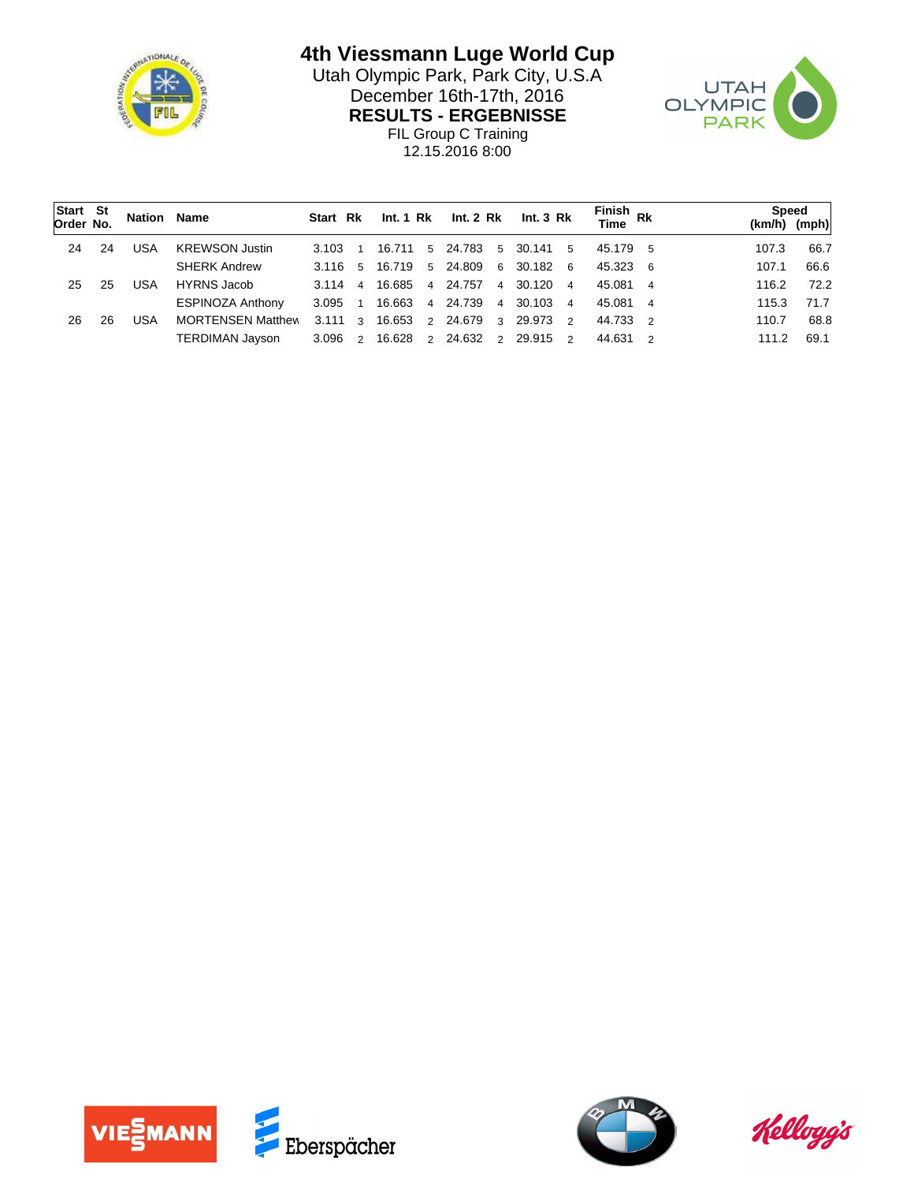# 4th Viessmann Luge World Cup

Utah Olympic Park, Park City, U.S.A
December 16th-17th, 2016

**RESULTS - ERGEBNISSE**

FIL Group C Training
12.15.2016 8:00

| Start Order | St No. | Nation | Name | Start | Rk | Int. 1 | Rk | Int. 2 | Rk | Int. 3 | Rk | Finish Time | Rk | Speed (km/h) | (mph) |
|---|---|---|---|---|---|---|---|---|---|---|---|---|---|---|---|
| 24 | 24 | USA | KREWSON Justin | 3.103 | 1 | 16.711 | 5 | 24.783 | 5 | 30.141 | 5 | 45.179 | 5 | 107.3 | 66.7 |
| | | | SHERK Andrew | 3.116 | 5 | 16.719 | 5 | 24.809 | 6 | 30.182 | 6 | 45.323 | 6 | 107.1 | 66.6 |
| 25 | 25 | USA | HYRNS Jacob | 3.114 | 4 | 16.685 | 4 | 24.757 | 4 | 30.120 | 4 | 45.081 | 4 | 116.2 | 72.2 |
| | | | ESPINOZA Anthony | 3.095 | 1 | 16.663 | 4 | 24.739 | 4 | 30.103 | 4 | 45.081 | 4 | 115.3 | 71.7 |
| 26 | 26 | USA | MORTENSEN Matthew | 3.111 | 3 | 16.653 | 2 | 24.679 | 3 | 29.973 | 2 | 44.733 | 2 | 110.7 | 68.8 |
| | | | TERDIMAN Jayson | 3.096 | 2 | 16.628 | 2 | 24.632 | 2 | 29.915 | 2 | 44.631 | 2 | 111.2 | 69.1 |